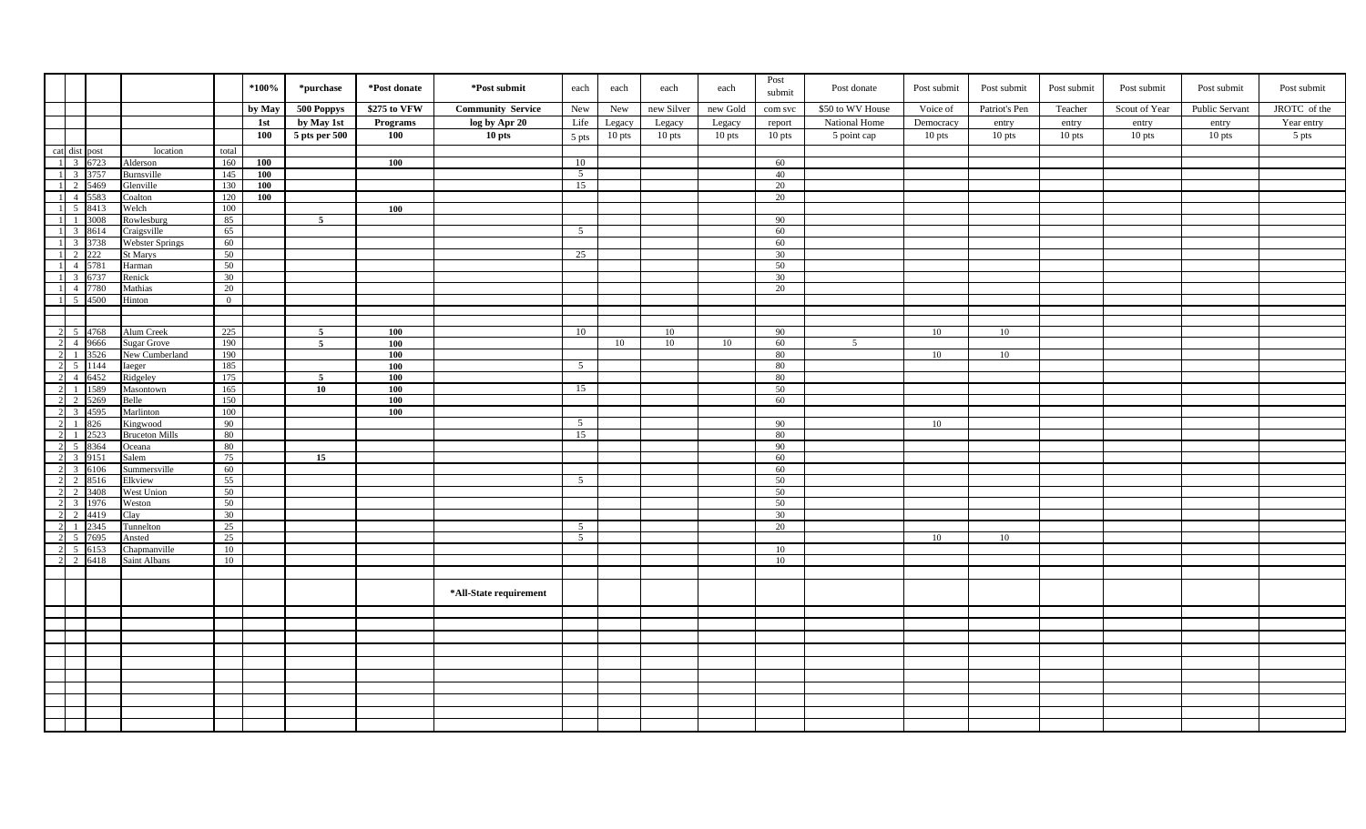| | | | | | *100% | *purchase | *Post donate | *Post submit | each | each | each | each | Post submit | Post donate | Post submit | Post submit | Post submit | Post submit | Post submit | Post submit |
|---|---|---|---|---|---|---|---|---|---|---|---|---|---|---|---|---|---|---|---|---|
| | | | | | by May | 500 Poppys | $275 to VFW | Community Service | New | New | new Silver | new Gold | com svc | $50 to WV House | Voice of | Patriot's Pen | Teacher | Scout of Year | Public Servant | JROTC of the |
| | | | | | 1st | by May 1st | Programs | log by Apr 20 | Life | Legacy | Legacy | Legacy | report | National Home | Democracy | entry | entry | entry | entry | Year entry |
| | | | | | 100 | 5 pts per 500 | 100 | 10 pts | 5 pts | 10 pts | 10 pts | 10 pts | 10 pts | 5 point cap | 10 pts | 10 pts | 10 pts | 10 pts | 10 pts | 5 pts |
| cat | dist | post | location | total | | | | | | | | | | | | | | | | |
| 1 | 3 | 6723 | Alderson | 160 | 100 | | 100 | | 10 | | | | 60 | | | | | | | |
| 1 | 3 | 3757 | Burnsville | 145 | 100 | | | | 5 | | | | 40 | | | | | | | |
| 1 | 2 | 5469 | Glenville | 130 | 100 | | | | 15 | | | | 20 | | | | | | | |
| 1 | 4 | 5583 | Coalton | 120 | 100 | | | | | | | | 20 | | | | | | | |
| 1 | 5 | 8413 | Welch | 100 | | | 100 | | | | | | | | | | | | | |
| 1 | 1 | 3008 | Rowlesburg | 85 | | 5 | | | | | | | 90 | | | | | | | |
| 1 | 3 | 8614 | Craigsville | 65 | | | | | 5 | | | | 60 | | | | | | | |
| 1 | 3 | 3738 | Webster Springs | 60 | | | | | | | | | 60 | | | | | | | |
| 1 | 2 | 222 | St Marys | 50 | | | | | 25 | | | | 30 | | | | | | | |
| 1 | 4 | 5781 | Harman | 50 | | | | | | | | | 50 | | | | | | | |
| 1 | 3 | 6737 | Renick | 30 | | | | | | | | | 30 | | | | | | | |
| 1 | 4 | 7780 | Mathias | 20 | | | | | | | | | 20 | | | | | | | |
| 1 | 5 | 4500 | Hinton | 0 | | | | | | | | | | | | | | | | |
| | | | | | | | | | | | | | | | | | | | | |
| 2 | 5 | 4768 | Alum Creek | 225 | | 5 | 100 | | 10 | | 10 | | 90 | | 10 | 10 | | | | |
| 2 | 4 | 9666 | Sugar Grove | 190 | | 5 | 100 | | | 10 | 10 | 10 | 60 | 5 | | | | | | |
| 2 | 1 | 3526 | New Cumberland | 190 | | | 100 | | | | | | 80 | | 10 | 10 | | | | |
| 2 | 5 | 1144 | Iaeger | 185 | | | 100 | | 5 | | | | 80 | | | | | | | |
| 2 | 4 | 6452 | Ridgeley | 175 | | 5 | 100 | | | | | | 80 | | | | | | | |
| 2 | 1 | 1589 | Masontown | 165 | | 10 | 100 | | 15 | | | | 50 | | | | | | | |
| 2 | 2 | 5269 | Belle | 150 | | | 100 | | | | | | 60 | | | | | | | |
| 2 | 3 | 4595 | Marlinton | 100 | | | 100 | | | | | | | | | | | | | |
| 2 | 1 | 826 | Kingwood | 90 | | | | | 5 | | | | 90 | | 10 | | | | | |
| 2 | 1 | 2523 | Bruceton Mills | 80 | | | | | 15 | | | | 80 | | | | | | | |
| 2 | 5 | 8364 | Oceana | 80 | | | | | | | | | 90 | | | | | | | |
| 2 | 3 | 9151 | Salem | 75 | | 15 | | | | | | | 60 | | | | | | | |
| 2 | 3 | 6106 | Summersville | 60 | | | | | | | | | 60 | | | | | | | |
| 2 | 2 | 8516 | Elkview | 55 | | | | | 5 | | | | 50 | | | | | | | |
| 2 | 2 | 3408 | West Union | 50 | | | | | | | | | 50 | | | | | | | |
| 2 | 3 | 1976 | Weston | 50 | | | | | | | | | 50 | | | | | | | |
| 2 | 2 | 4419 | Clay | 30 | | | | | | | | | 30 | | | | | | | |
| 2 | 1 | 2345 | Tunnelton | 25 | | | | | 5 | | | | 20 | | | | | | | |
| 2 | 5 | 7695 | Ansted | 25 | | | | | 5 | | | | | | 10 | 10 | | | | |
| 2 | 5 | 6153 | Chapmanville | 10 | | | | | | | | | 10 | | | | | | | |
| 2 | 2 | 6418 | Saint Albans | 10 | | | | | | | | | 10 | | | | | | | |
| | | | | | | | | | | | | | | | | | | | | |
| | | | | | | | | *All-State requirement | | | | | | | | | | | | |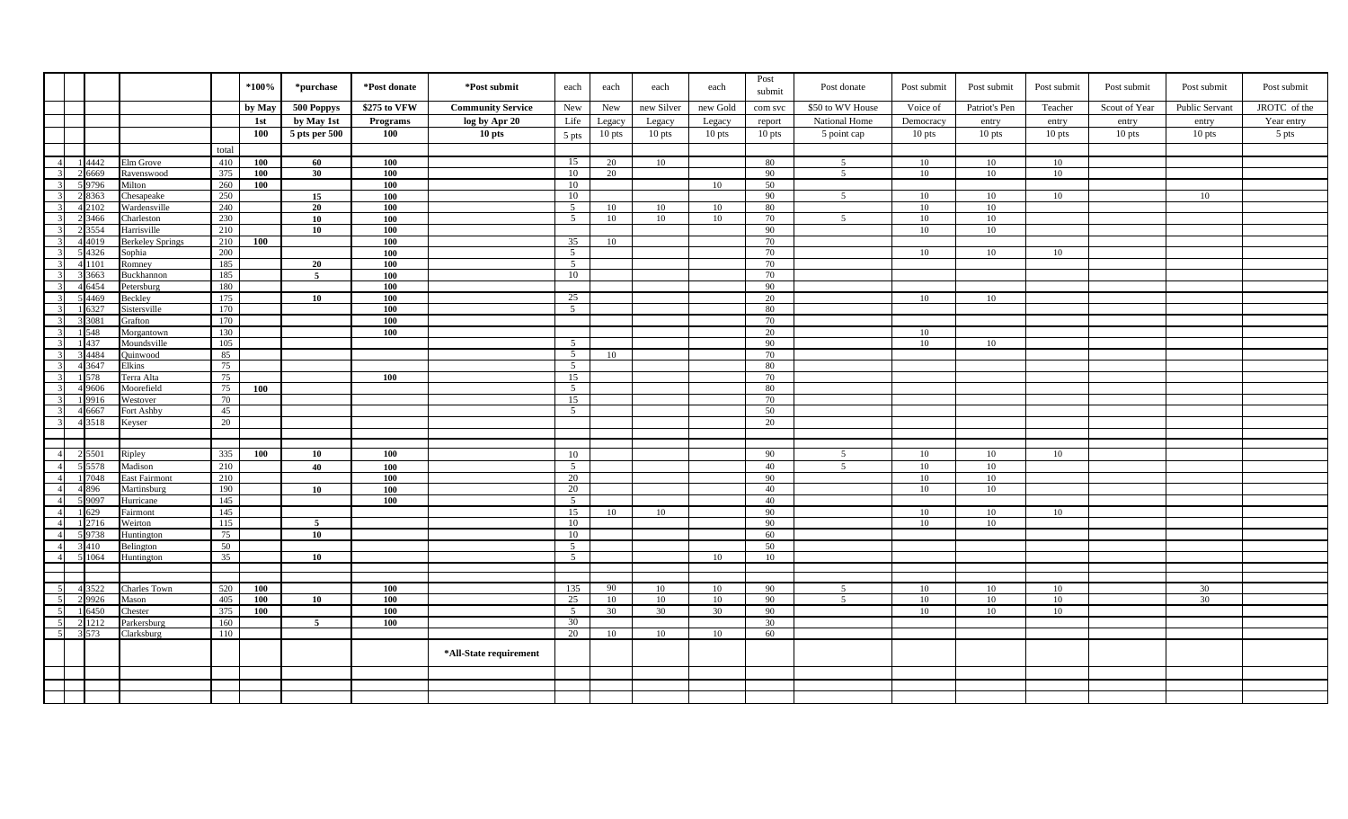| | | | | *100% | *purchase | *Post donate | *Post submit | each | each | each | each | Post submit | Post donate | Post submit | Post submit | Post submit | Post submit | Post submit | Post submit |
|---|---|---|---|---|---|---|---|---|---|---|---|---|---|---|---|---|---|---|---|
| | | | | by May | 500 Poppys | $275 to VFW | Community Service | New | New | new Silver | new Gold | com svc | $50 to WV House | Voice of | Patriot's Pen | Teacher | Scout of Year | Public Servant | JROTC of the |
| | | | | 1st | by May 1st | Programs | log by Apr 20 | Life | Legacy | Legacy | Legacy | report | National Home | Democracy | entry | entry | entry | entry | Year entry |
| | | | | 100 | 5 pts per 500 | 100 | 10 pts | 5 pts | 10 pts | 10 pts | 10 pts | 10 pts | 5 point cap | 10 pts | 10 pts | 10 pts | 10 pts | 10 pts | 5 pts |
| | | | total | | | | | | | | | | | | | | | | |
| 4 | 1 4442 | Elm Grove | 410 | 100 | 60 | 100 | | 15 | 20 | 10 | | 80 | 5 | 10 | 10 | 10 | | | |
| 3 | 2 6669 | Ravenswood | 375 | 100 | 30 | 100 | | 10 | 20 | | | 90 | 5 | 10 | 10 | 10 | | | |
| 3 | 5 9796 | Milton | 260 | 100 | | 100 | | 10 | | | 10 | 50 | | | | | | | |
| 3 | 2 8363 | Chesapeake | 250 | | 15 | 100 | | 10 | | | | 90 | 5 | 10 | 10 | 10 | | 10 | |
| 3 | 4 2102 | Wardensville | 240 | | 20 | 100 | | 5 | 10 | 10 | 10 | 80 | | 10 | 10 | | | | |
| 3 | 2 3466 | Charleston | 230 | | 10 | 100 | | 5 | 10 | 10 | 10 | 70 | 5 | 10 | 10 | | | | |
| 3 | 2 3554 | Harrisville | 210 | | 10 | 100 | | | | | | 90 | | 10 | 10 | | | | |
| 3 | 4 4019 | Berkeley Springs | 210 | 100 | | 100 | | 35 | 10 | | | 70 | | | | | | | |
| 3 | 5 4326 | Sophia | 200 | | | 100 | | 5 | | | | 70 | | 10 | 10 | 10 | | | |
| 3 | 4 1101 | Romney | 185 | | 20 | 100 | | 5 | | | | 70 | | | | | | | |
| 3 | 3 3663 | Buckhannon | 185 | | 5 | 100 | | 10 | | | | 70 | | | | | | | |
| 3 | 4 6454 | Petersburg | 180 | | | 100 | | | | | | 90 | | | | | | | |
| 3 | 5 4469 | Beckley | 175 | | 10 | 100 | | 25 | | | | 20 | | 10 | 10 | | | | |
| 3 | 1 6327 | Sistersville | 170 | | | 100 | | 5 | | | | 80 | | | | | | | |
| 3 | 3 3081 | Grafton | 170 | | | 100 | | | | | | 70 | | | | | | | |
| 3 | 1 548 | Morgantown | 130 | | | 100 | | | | | | 20 | | 10 | | | | | |
| 3 | 1 437 | Moundsville | 105 | | | | | 5 | | | | 90 | | 10 | 10 | | | | |
| 3 | 3 4484 | Quinwood | 85 | | | | | 5 | 10 | | | 70 | | | | | | | |
| 3 | 4 3647 | Elkins | 75 | | | | | 5 | | | | 80 | | | | | | | |
| 3 | 1 578 | Terra Alta | 75 | | | 100 | | 15 | | | | 70 | | | | | | | |
| 3 | 4 9606 | Moorefield | 75 | 100 | | | | 5 | | | | 80 | | | | | | | |
| 3 | 1 9916 | Westover | 70 | | | | | 15 | | | | 70 | | | | | | | |
| 3 | 4 6667 | Fort Ashby | 45 | | | | | 5 | | | | 50 | | | | | | | |
| 3 | 4 3518 | Keyser | 20 | | | | | | | | | 20 | | | | | | | |
| | | | | | | | | | | | | | | | | | | | |
| | | | | | | | | | | | | | | | | | | | |
| 4 | 2 5501 | Ripley | 335 | 100 | 10 | 100 | | 10 | | | | 90 | 5 | 10 | 10 | 10 | | | |
| 4 | 5 5578 | Madison | 210 | | 40 | 100 | | 5 | | | | 40 | 5 | 10 | 10 | | | | |
| 4 | 1 7048 | East Fairmont | 210 | | | 100 | | 20 | | | | 90 | | 10 | 10 | | | | |
| 4 | 4 896 | Martinsburg | 190 | | 10 | 100 | | 20 | | | | 40 | | 10 | 10 | | | | |
| 4 | 5 9097 | Hurricane | 145 | | | 100 | | 5 | | | | 40 | | | | | | | |
| 4 | 1 629 | Fairmont | 145 | | | | | 15 | 10 | 10 | | 90 | | 10 | 10 | 10 | | | |
| 4 | 1 2716 | Weirton | 115 | | 5 | | | 10 | | | | 90 | | 10 | 10 | | | | |
| 4 | 5 9738 | Huntington | 75 | | 10 | | | 10 | | | | 60 | | | | | | | |
| 4 | 3 410 | Belington | 50 | | | | | 5 | | | | 50 | | | | | | | |
| 4 | 5 1064 | Huntington | 35 | | 10 | | | 5 | | | 10 | 10 | | | | | | | |
| | | | | | | | | | | | | | | | | | | | |
| | | | | | | | | | | | | | | | | | | | |
| 5 | 4 3522 | Charles Town | 520 | 100 | | 100 | | 135 | 90 | 10 | 10 | 90 | 5 | 10 | 10 | 10 | | 30 | |
| 5 | 2 9926 | Mason | 405 | 100 | 10 | 100 | | 25 | 10 | 10 | 10 | 90 | 5 | 10 | 10 | 10 | | 30 | |
| 5 | 1 6450 | Chester | 375 | 100 | | 100 | | 5 | 30 | 30 | 30 | 90 | | 10 | 10 | 10 | | | |
| 5 | 2 1212 | Parkersburg | 160 | | 5 | 100 | | 30 | | | | 30 | | | | | | | |
| 5 | 3 573 | Clarksburg | 110 | | | | | 20 | 10 | 10 | 10 | 60 | | | | | | | |
| | | | | | | | *All-State requirement | | | | | | | | | | | | |
| | | | | | | | | | | | | | | | | | | | |
| | | | | | | | | | | | | | | | | | | | |
| | | | | | | | | | | | | | | | | | | | |